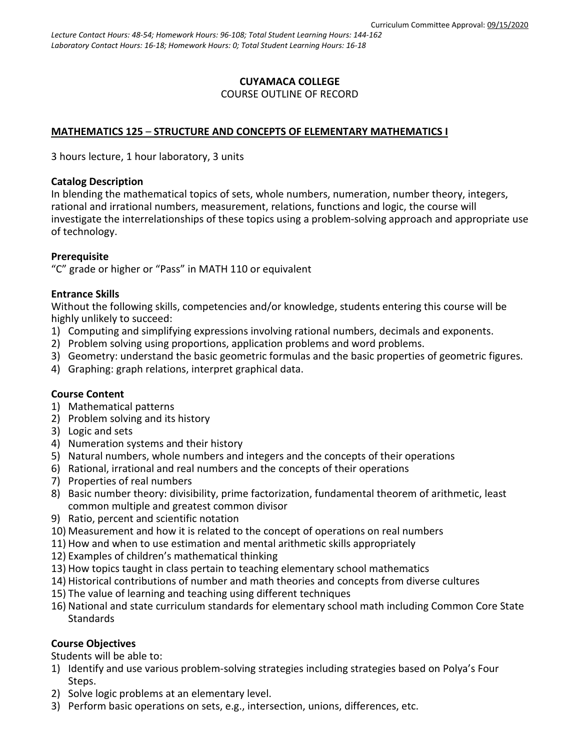Curriculum Committee Approval: 09/15/2020

*Lecture Contact Hours: 48-54; Homework Hours: 96-108; Total Student Learning Hours: 144-162*
*Laboratory Contact Hours: 16-18; Homework Hours: 0; Total Student Learning Hours: 16-18*

**CUYAMACA COLLEGE**
COURSE OUTLINE OF RECORD

## MATHEMATICS 125 – STRUCTURE AND CONCEPTS OF ELEMENTARY MATHEMATICS I

3 hours lecture, 1 hour laboratory, 3 units

### Catalog Description

In blending the mathematical topics of sets, whole numbers, numeration, number theory, integers, rational and irrational numbers, measurement, relations, functions and logic, the course will investigate the interrelationships of these topics using a problem-solving approach and appropriate use of technology.

### Prerequisite

"C" grade or higher or "Pass" in MATH 110 or equivalent

### Entrance Skills

Without the following skills, competencies and/or knowledge, students entering this course will be highly unlikely to succeed:

1) Computing and simplifying expressions involving rational numbers, decimals and exponents.
2) Problem solving using proportions, application problems and word problems.
3) Geometry: understand the basic geometric formulas and the basic properties of geometric figures.
4) Graphing: graph relations, interpret graphical data.

### Course Content

1) Mathematical patterns
2) Problem solving and its history
3) Logic and sets
4) Numeration systems and their history
5) Natural numbers, whole numbers and integers and the concepts of their operations
6) Rational, irrational and real numbers and the concepts of their operations
7) Properties of real numbers
8) Basic number theory: divisibility, prime factorization, fundamental theorem of arithmetic, least common multiple and greatest common divisor
9) Ratio, percent and scientific notation
10) Measurement and how it is related to the concept of operations on real numbers
11) How and when to use estimation and mental arithmetic skills appropriately
12) Examples of children's mathematical thinking
13) How topics taught in class pertain to teaching elementary school mathematics
14) Historical contributions of number and math theories and concepts from diverse cultures
15) The value of learning and teaching using different techniques
16) National and state curriculum standards for elementary school math including Common Core State Standards

### Course Objectives

Students will be able to:

1) Identify and use various problem-solving strategies including strategies based on Polya's Four Steps.
2) Solve logic problems at an elementary level.
3) Perform basic operations on sets, e.g., intersection, unions, differences, etc.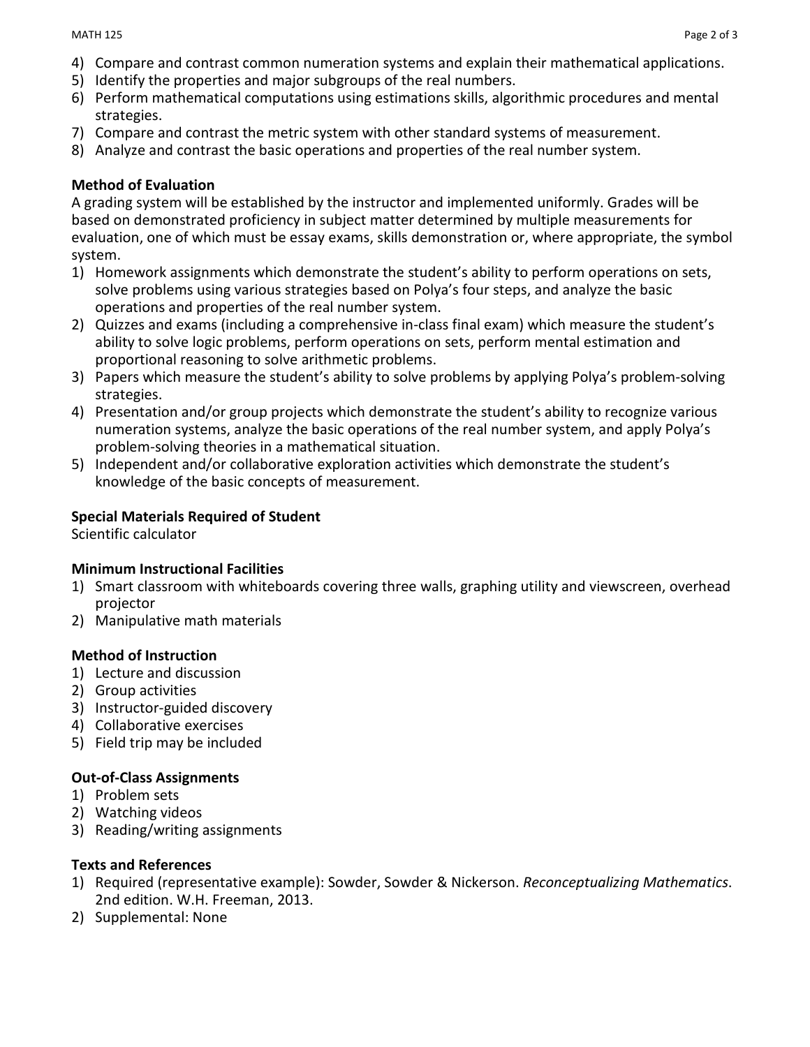4) Compare and contrast common numeration systems and explain their mathematical applications.
5) Identify the properties and major subgroups of the real numbers.
6) Perform mathematical computations using estimations skills, algorithmic procedures and mental strategies.
7) Compare and contrast the metric system with other standard systems of measurement.
8) Analyze and contrast the basic operations and properties of the real number system.

**Method of Evaluation**

A grading system will be established by the instructor and implemented uniformly. Grades will be based on demonstrated proficiency in subject matter determined by multiple measurements for evaluation, one of which must be essay exams, skills demonstration or, where appropriate, the symbol system.

1) Homework assignments which demonstrate the student's ability to perform operations on sets, solve problems using various strategies based on Polya's four steps, and analyze the basic operations and properties of the real number system.
2) Quizzes and exams (including a comprehensive in-class final exam) which measure the student's ability to solve logic problems, perform operations on sets, perform mental estimation and proportional reasoning to solve arithmetic problems.
3) Papers which measure the student's ability to solve problems by applying Polya's problem-solving strategies.
4) Presentation and/or group projects which demonstrate the student's ability to recognize various numeration systems, analyze the basic operations of the real number system, and apply Polya's problem-solving theories in a mathematical situation.
5) Independent and/or collaborative exploration activities which demonstrate the student's knowledge of the basic concepts of measurement.

**Special Materials Required of Student**

Scientific calculator

**Minimum Instructional Facilities**

1) Smart classroom with whiteboards covering three walls, graphing utility and viewscreen, overhead projector
2) Manipulative math materials

**Method of Instruction**

1) Lecture and discussion
2) Group activities
3) Instructor-guided discovery
4) Collaborative exercises
5) Field trip may be included

**Out-of-Class Assignments**

1) Problem sets
2) Watching videos
3) Reading/writing assignments

**Texts and References**

1) Required (representative example): Sowder, Sowder & Nickerson. *Reconceptualizing Mathematics.* 2nd edition. W.H. Freeman, 2013.
2) Supplemental: None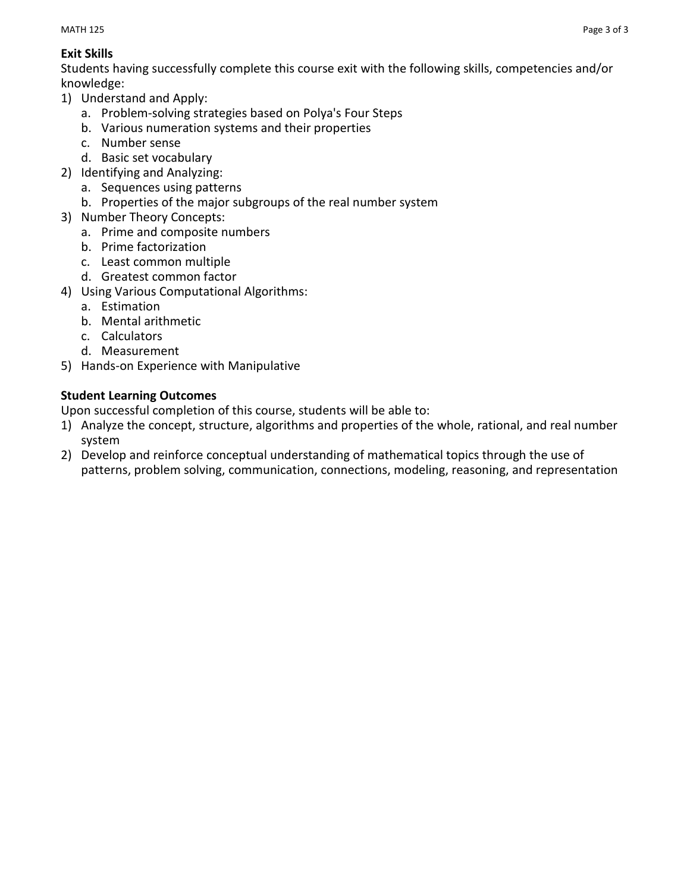**Exit Skills**

Students having successfully complete this course exit with the following skills, competencies and/or knowledge:

1) Understand and Apply:
    a. Problem-solving strategies based on Polya's Four Steps
    b. Various numeration systems and their properties
    c. Number sense
    d. Basic set vocabulary
2) Identifying and Analyzing:
    a. Sequences using patterns
    b. Properties of the major subgroups of the real number system
3) Number Theory Concepts:
    a. Prime and composite numbers
    b. Prime factorization
    c. Least common multiple
    d. Greatest common factor
4) Using Various Computational Algorithms:
    a. Estimation
    b. Mental arithmetic
    c. Calculators
    d. Measurement
5) Hands-on Experience with Manipulative

**Student Learning Outcomes**

Upon successful completion of this course, students will be able to:

1) Analyze the concept, structure, algorithms and properties of the whole, rational, and real number system
2) Develop and reinforce conceptual understanding of mathematical topics through the use of patterns, problem solving, communication, connections, modeling, reasoning, and representation